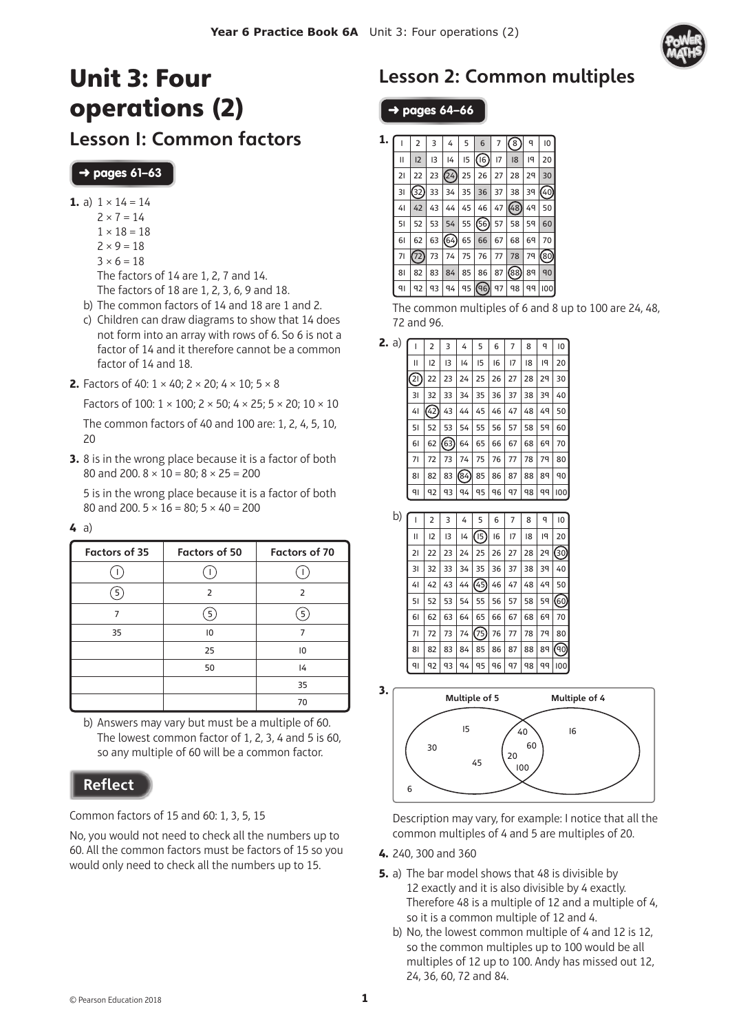# Unit 3: Four operations (2)

## Lesson 1: Common factors

**→ pages 61–63**

**1.** a) 1 × 14 = 14
2 × 7 = 14
1 × 18 = 18
2 × 9 = 18
3 × 6 = 18
The factors of 14 are 1, 2, 7 and 14.
The factors of 18 are 1, 2, 3, 6, 9 and 18.

b) The common factors of 14 and 18 are 1 and 2.

c) Children can draw diagrams to show that 14 does not form into an array with rows of 6. So 6 is not a factor of 14 and it therefore cannot be a common factor of 14 and 18.

**2.** Factors of 40: 1 × 40; 2 × 20; 4 × 10; 5 × 8

Factors of 100: 1 × 100; 2 × 50; 4 × 25; 5 × 20; 10 × 10

The common factors of 40 and 100 are: 1, 2, 4, 5, 10, 20

**3.** 8 is in the wrong place because it is a factor of both 80 and 200. 8 × 10 = 80; 8 × 25 = 200

5 is in the wrong place because it is a factor of both 80 and 200. 5 × 16 = 80; 5 × 40 = 200

**4** a)

| Factors of 35 | Factors of 50 | Factors of 70 |
|---|---|---|
| (1) | (1) | (1) |
| (5) | 2 | 2 |
| 7 | (5) | (5) |
| 35 | 10 | 7 |
| | 25 | 10 |
| | 50 | 14 |
| | | 35 |
| | | 70 |

b) Answers may vary but must be a multiple of 60. The lowest common factor of 1, 2, 3, 4 and 5 is 60, so any multiple of 60 will be a common factor.

### Reflect

Common factors of 15 and 60: 1, 3, 5, 15

No, you would not need to check all the numbers up to 60. All the common factors must be factors of 15 so you would only need to check all the numbers up to 15.

## Lesson 2: Common multiples

**→ pages 64–66**

**1.**

| 1 | 2 | 3 | 4 | 5 | **6** | 7 | (8) | 9 | 10 |
|---|---|---|---|---|---|---|---|---|---|
| 11 | **12** | 13 | 14 | 15 | (16) | 17 | **18** | 19 | 20 |
| 21 | 22 | 23 | **(24)** | 25 | 26 | 27 | 28 | 29 | **30** |
| 31 | (32) | 33 | 34 | 35 | **36** | 37 | 38 | 39 | (40) |
| 41 | **42** | 43 | 44 | 45 | 46 | 47 | **(48)** | 49 | 50 |
| 51 | 52 | 53 | **54** | 55 | (56) | 57 | 58 | 59 | **60** |
| 61 | 62 | 63 | (64) | 65 | **66** | 67 | 68 | 69 | 70 |
| 71 | **(72)** | 73 | 74 | 75 | 76 | 77 | **78** | 79 | (80) |
| 81 | 82 | 83 | **84** | 85 | 86 | 87 | (88) | 89 | **90** |
| 91 | 92 | 93 | 94 | 95 | **(96)** | 97 | 98 | 99 | 100 |

The common multiples of 6 and 8 up to 100 are 24, 48, 72 and 96.

**2.** a)

| 1 | 2 | 3 | 4 | 5 | 6 | 7 | 8 | 9 | 10 |
|---|---|---|---|---|---|---|---|---|---|
| 11 | 12 | 13 | 14 | 15 | 16 | 17 | 18 | 19 | 20 |
| (21) | 22 | 23 | 24 | 25 | 26 | 27 | 28 | 29 | 30 |
| 31 | 32 | 33 | 34 | 35 | 36 | 37 | 38 | 39 | 40 |
| 41 | (42) | 43 | 44 | 45 | 46 | 47 | 48 | 49 | 50 |
| 51 | 52 | 53 | 54 | 55 | 56 | 57 | 58 | 59 | 60 |
| 61 | 62 | (63) | 64 | 65 | 66 | 67 | 68 | 69 | 70 |
| 71 | 72 | 73 | 74 | 75 | 76 | 77 | 78 | 79 | 80 |
| 81 | 82 | 83 | (84) | 85 | 86 | 87 | 88 | 89 | 90 |
| 91 | 92 | 93 | 94 | 95 | 96 | 97 | 98 | 99 | 100 |

b)

| 1 | 2 | 3 | 4 | 5 | 6 | 7 | 8 | 9 | 10 |
|---|---|---|---|---|---|---|---|---|---|
| 11 | 12 | 13 | 14 | (15) | 16 | 17 | 18 | 19 | 20 |
| 21 | 22 | 23 | 24 | 25 | 26 | 27 | 28 | 29 | (30) |
| 31 | 32 | 33 | 34 | 35 | 36 | 37 | 38 | 39 | 40 |
| 41 | 42 | 43 | 44 | (45) | 46 | 47 | 48 | 49 | 50 |
| 51 | 52 | 53 | 54 | 55 | 56 | 57 | 58 | 59 | (60) |
| 61 | 62 | 63 | 64 | 65 | 66 | 67 | 68 | 69 | 70 |
| 71 | 72 | 73 | 74 | (75) | 76 | 77 | 78 | 79 | 80 |
| 81 | 82 | 83 | 84 | 85 | 86 | 87 | 88 | 89 | (90) |
| 91 | 92 | 93 | 94 | 95 | 96 | 97 | 98 | 99 | 100 |

**3.**

Multiple of 5 only: 15, 30, 45
Multiple of 5 and Multiple of 4: 40, 60, 20, 100
Multiple of 4 only: 16
Outside: 6

Description may vary, for example: I notice that all the common multiples of 4 and 5 are multiples of 20.

**4.** 240, 300 and 360

**5.** a) The bar model shows that 48 is divisible by 12 exactly and it is also divisible by 4 exactly. Therefore 48 is a multiple of 12 and a multiple of 4, so it is a common multiple of 12 and 4.

b) No, the lowest common multiple of 4 and 12 is 12, so the common multiples up to 100 would be all multiples of 12 up to 100. Andy has missed out 12, 24, 36, 60, 72 and 84.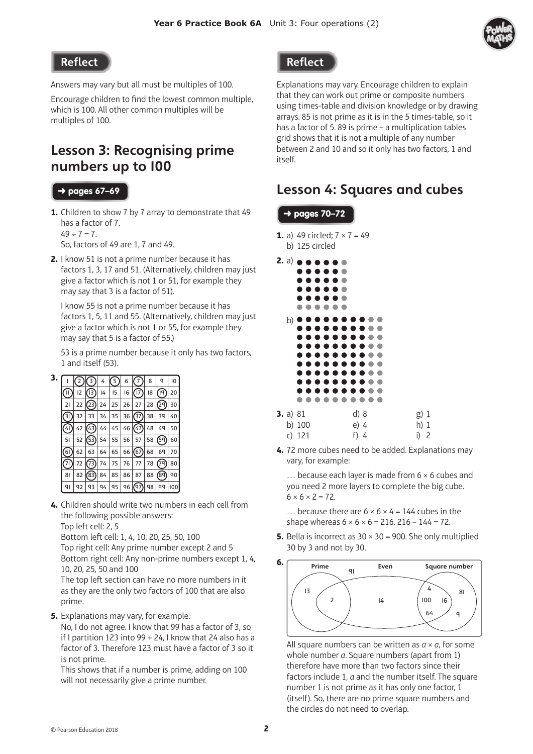## Reflect

Answers may vary but all must be multiples of 100.

Encourage children to find the lowest common multiple, which is 100. All other common multiples will be multiples of 100.

## Lesson 3: Recognising prime numbers up to 100

**➜ pages 67–69**

1. Children to show 7 by 7 array to demonstrate that 49 has a factor of 7.
   $49 \div 7 = 7$.
   So, factors of 49 are 1, 7 and 49.

2. I know 51 is not a prime number because it has factors 1, 3, 17 and 51. (Alternatively, children may just give a factor which is not 1 or 51, for example they may say that 3 is a factor of 51).

   I know 55 is not a prime number because it has factors 1, 5, 11 and 55. (Alternatively, children may just give a factor which is not 1 or 55, for example they may say that 5 is a factor of 55.)

   53 is a prime number because it only has two factors, 1 and itself (53).

3. (Circled numbers shown in brackets)

| 1 | (2) | (3) | 4 | (5) | 6 | (7) | 8 | 9 | 10 |
|---|---|---|---|---|---|---|---|---|---|
| (11) | 12 | (13) | 14 | 15 | 16 | (17) | 18 | (19) | 20 |
| 21 | 22 | (23) | 24 | 25 | 26 | 27 | 28 | (29) | 30 |
| (31) | 32 | 33 | 34 | 35 | 36 | (37) | 38 | 39 | 40 |
| (41) | 42 | (43) | 44 | 45 | 46 | (47) | 48 | 49 | 50 |
| 51 | 52 | (53) | 54 | 55 | 56 | 57 | 58 | (59) | 60 |
| (61) | 62 | 63 | 64 | 65 | 66 | (67) | 68 | 69 | 70 |
| (71) | 72 | (73) | 74 | 75 | 76 | 77 | 78 | (79) | 80 |
| 81 | 82 | (83) | 84 | 85 | 86 | 87 | 88 | (89) | 90 |
| 91 | 92 | 93 | 94 | 95 | 96 | (97) | 98 | 99 | 100 |

4. Children should write two numbers in each cell from the following possible answers:
   Top left cell: 2, 5
   Bottom left cell: 1, 4, 10, 20, 25, 50, 100
   Top right cell: Any prime number except 2 and 5
   Bottom right cell: Any non-prime numbers except 1, 4, 10, 20, 25, 50 and 100
   The top left section can have no more numbers in it as they are the only two factors of 100 that are also prime.

5. Explanations may vary, for example:
   No, I do not agree. I know that 99 has a factor of 3, so if I partition 123 into 99 + 24, I know that 24 also has a factor of 3. Therefore 123 must have a factor of 3 so it is not prime.
   This shows that if a number is prime, adding on 100 will not necessarily give a prime number.

## Reflect

Explanations may vary. Encourage children to explain that they can work out prime or composite numbers using times-table and division knowledge or by drawing arrays. 85 is not prime as it is in the 5 times-table, so it has a factor of 5. 89 is prime – a multiplication tables grid shows that it is not a multiple of any number between 2 and 10 and so it only has two factors, 1 and itself.

## Lesson 4: Squares and cubes

**➜ pages 70–72**

1. a) 49 circled; $7 \times 7 = 49$
   b) 125 circled

2. a) (6 × 6 array of dots: 5 × 5 dark dots with an extra row and column of grey dots)
   b) (10 × 10 array of dots: 8 × 8 dark dots with two extra rows and columns of grey dots... shown as 9 rows of dark and grey dots plus a grey row)

3. a) 81 d) 8 g) 1
   b) 100 e) 4 h) 1
   c) 121 f) 4 i) 2

4. 72 more cubes need to be added. Explanations may vary, for example:

   … because each layer is made from 6 × 6 cubes and you need 2 more layers to complete the big cube.
   $6 \times 6 \times 2 = 72$.

   … because there are $6 \times 6 \times 4 = 144$ cubes in the shape whereas $6 \times 6 \times 6 = 216$. $216 - 144 = 72$.

5. Bella is incorrect as $30 \times 30 = 900$. She only multiplied 30 by 3 and not by 30.

6. Venn diagram with sets Prime, Even and Square number:
   - Prime only: 13
   - Prime and Even: 2
   - Even only: 14
   - Even and Square number: 4, 100, 16, 64
   - Square number only: 81, 9
   - Outside all sets: 91

   All square numbers can be written as $a \times a$, for some whole number $a$. Square numbers (apart from 1) therefore have more than two factors since their factors include 1, $a$ and the number itself. The square number 1 is not prime as it has only one factor, 1 (itself). So, there are no prime square numbers and the circles do not need to overlap.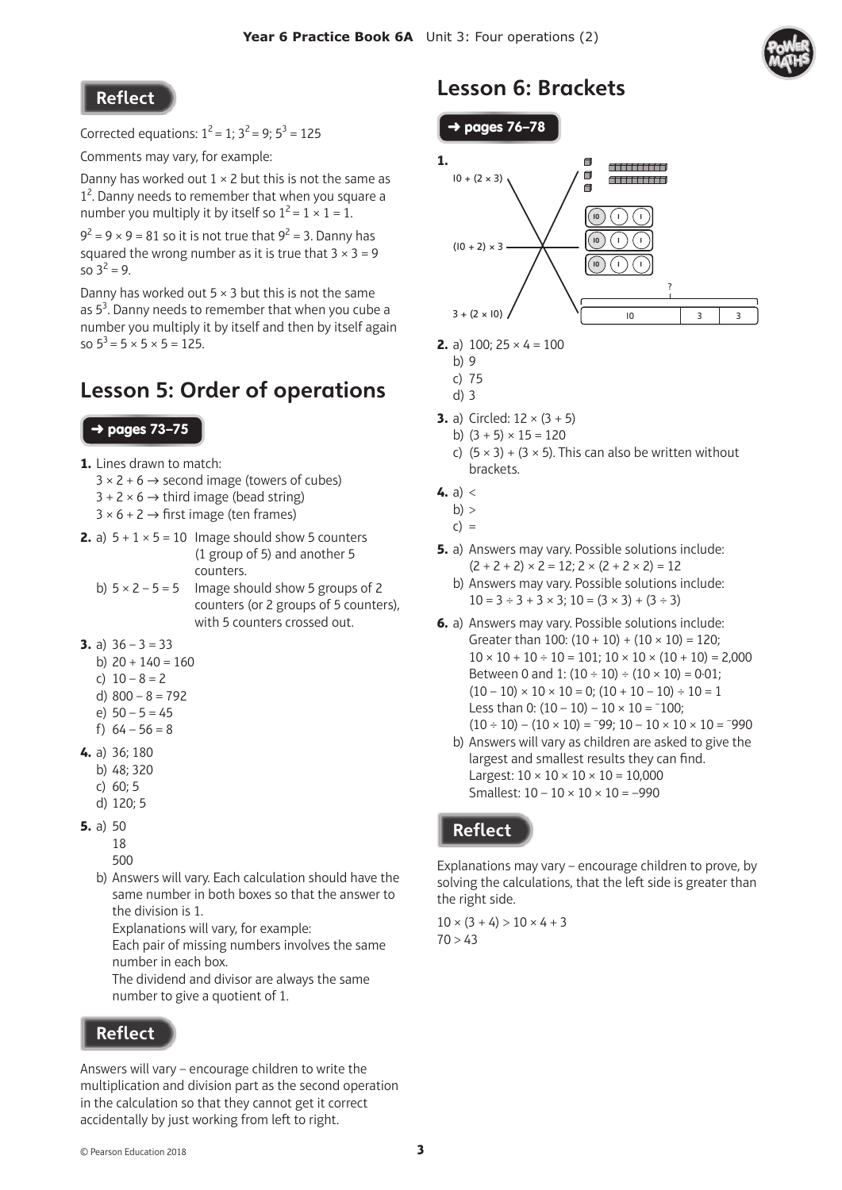## Reflect

Corrected equations: $1^2 = 1$; $3^2 = 9$; $5^3 = 125$

Comments may vary, for example:

Danny has worked out $1 \times 2$ but this is not the same as $1^2$. Danny needs to remember that when you square a number you multiply it by itself so $1^2 = 1 \times 1 = 1$.

$9^2 = 9 \times 9 = 81$ so it is not true that $9^2 = 3$. Danny has squared the wrong number as it is true that $3 \times 3 = 9$ so $3^2 = 9$.

Danny has worked out $5 \times 3$ but this is not the same as $5^3$. Danny needs to remember that when you cube a number you multiply it by itself and then by itself again so $5^3 = 5 \times 5 \times 5 = 125$.

# Lesson 5: Order of operations

**→ pages 73–75**

**1.** Lines drawn to match:
$3 \times 2 + 6$ → second image (towers of cubes)
$3 + 2 \times 6$ → third image (bead string)
$3 \times 6 + 2$ → first image (ten frames)

**2.** a) $5 + 1 \times 5 = 10$ Image should show 5 counters (1 group of 5) and another 5 counters.
b) $5 \times 2 - 5 = 5$ Image should show 5 groups of 2 counters (or 2 groups of 5 counters), with 5 counters crossed out.

**3.** a) $36 - 3 = 33$
b) $20 + 140 = 160$
c) $10 - 8 = 2$
d) $800 - 8 = 792$
e) $50 - 5 = 45$
f) $64 - 56 = 8$

**4.** a) 36; 180
b) 48; 320
c) 60; 5
d) 120; 5

**5.** a) 50
18
500
b) Answers will vary. Each calculation should have the same number in both boxes so that the answer to the division is 1.
Explanations will vary, for example:
Each pair of missing numbers involves the same number in each box.
The dividend and divisor are always the same number to give a quotient of 1.

## Reflect

Answers will vary – encourage children to write the multiplication and division part as the second operation in the calculation so that they cannot get it correct accidentally by just working from left to right.

# Lesson 6: Brackets

**→ pages 76–78**

**1.** $10 + (2 \times 3)$ → cubes image; $(10 + 2) \times 3$ → counters image; $3 + (2 \times 10)$ → bar model (10, 3, 3)

**2.** a) 100; $25 \times 4 = 100$
b) 9
c) 75
d) 3

**3.** a) Circled: $12 \times (3 + 5)$
b) $(3 + 5) \times 15 = 120$
c) $(5 \times 3) + (3 \times 5)$. This can also be written without brackets.

**4.** a) <
b) >
c) =

**5.** a) Answers may vary. Possible solutions include:
$(2 + 2 + 2) \times 2 = 12$; $2 \times (2 + 2 \times 2) = 12$
b) Answers may vary. Possible solutions include:
$10 = 3 \div 3 + 3 \times 3$; $10 = (3 \times 3) + (3 \div 3)$

**6.** a) Answers may vary. Possible solutions include:
Greater than 100: $(10 + 10) + (10 \times 10) = 120$;
$10 \times 10 + 10 \div 10 = 101$; $10 \times 10 \times (10 + 10) = 2{,}000$
Between 0 and 1: $(10 \div 10) \div (10 \times 10) = 0{\cdot}01$;
$(10 - 10) \times 10 \times 10 = 0$; $(10 + 10 - 10) \div 10 = 1$
Less than 0: $(10 - 10) - 10 \times 10 = {}^{-}100$;
$(10 \div 10) - (10 \times 10) = {}^{-}99$; $10 - 10 \times 10 \times 10 = {}^{-}990$
b) Answers will vary as children are asked to give the largest and smallest results they can find.
Largest: $10 \times 10 \times 10 \times 10 = 10{,}000$
Smallest: $10 - 10 \times 10 \times 10 = -990$

## Reflect

Explanations may vary – encourage children to prove, by solving the calculations, that the left side is greater than the right side.

$10 \times (3 + 4) > 10 \times 4 + 3$
$70 > 43$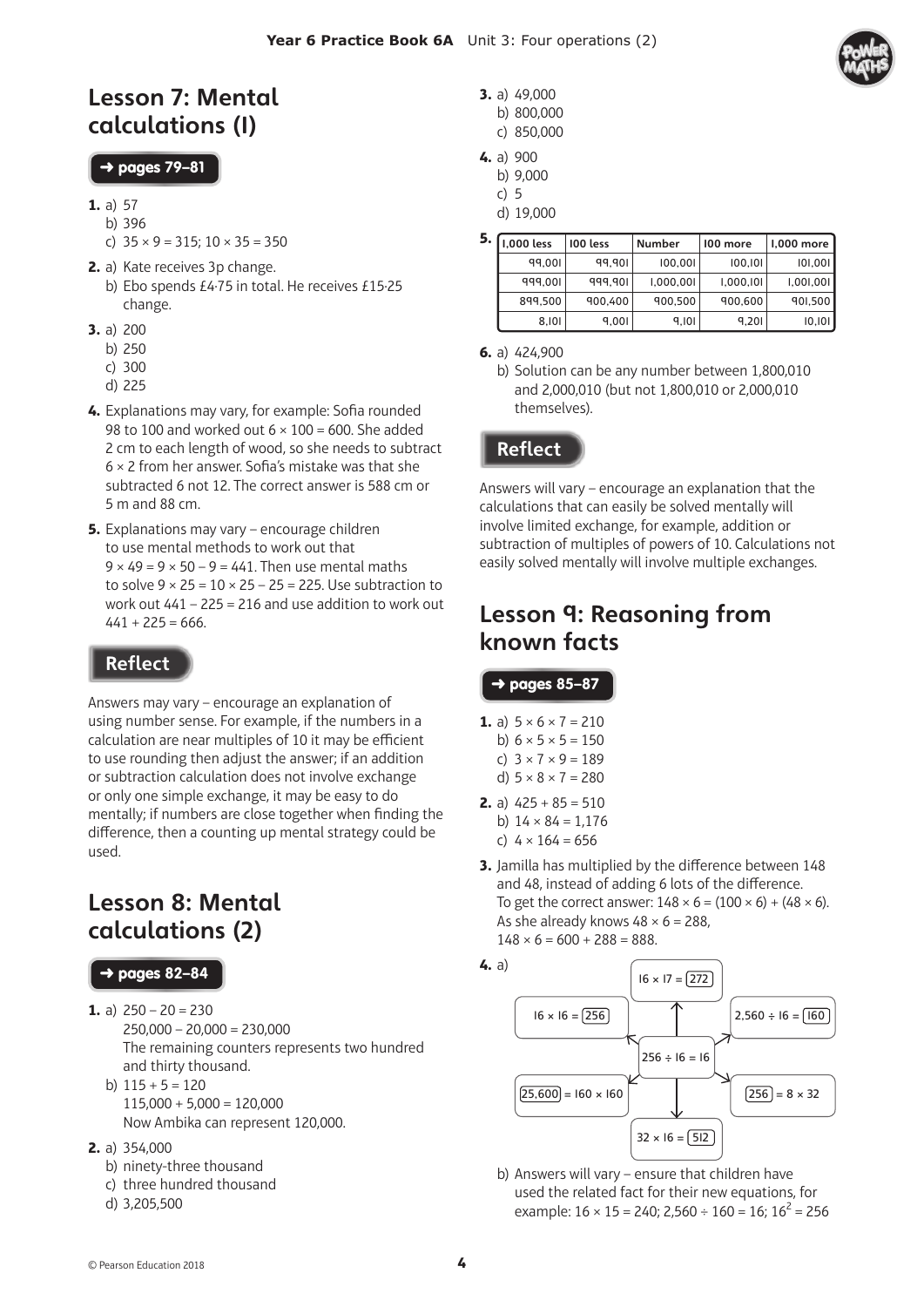## Lesson 7: Mental calculations (1)

**→ pages 79–81**

1. a) 57
   b) 396
   c) $35 \times 9 = 315$; $10 \times 35 = 350$
2. a) Kate receives 3p change.
   b) Ebo spends £4·75 in total. He receives £15·25 change.
3. a) 200
   b) 250
   c) 300
   d) 225
4. Explanations may vary, for example: Sofia rounded 98 to 100 and worked out $6 \times 100 = 600$. She added 2 cm to each length of wood, so she needs to subtract $6 \times 2$ from her answer. Sofia's mistake was that she subtracted 6 not 12. The correct answer is 588 cm or 5 m and 88 cm.
5. Explanations may vary – encourage children to use mental methods to work out that $9 \times 49 = 9 \times 50 - 9 = 441$. Then use mental maths to solve $9 \times 25 = 10 \times 25 - 25 = 225$. Use subtraction to work out $441 - 225 = 216$ and use addition to work out $441 + 225 = 666$.

### Reflect

Answers may vary – encourage an explanation of using number sense. For example, if the numbers in a calculation are near multiples of 10 it may be efficient to use rounding then adjust the answer; if an addition or subtraction calculation does not involve exchange or only one simple exchange, it may be easy to do mentally; if numbers are close together when finding the difference, then a counting up mental strategy could be used.

## Lesson 8: Mental calculations (2)

**→ pages 82–84**

1. a) $250 - 20 = 230$
   $250{,}000 - 20{,}000 = 230{,}000$
   The remaining counters represents two hundred and thirty thousand.
   b) $115 + 5 = 120$
   $115{,}000 + 5{,}000 = 120{,}000$
   Now Ambika can represent 120,000.
2. a) 354,000
   b) ninety-three thousand
   c) three hundred thousand
   d) 3,205,500
3. a) 49,000
   b) 800,000
   c) 850,000
4. a) 900
   b) 9,000
   c) 5
   d) 19,000
5.

| 1,000 less | 100 less | Number | 100 more | 1,000 more |
|---|---|---|---|---|
| 99,001 | 99,901 | 100,001 | 100,101 | 101,001 |
| 999,001 | 999,901 | 1,000,001 | 1,000,101 | 1,001,001 |
| 899,500 | 900,400 | 900,500 | 900,600 | 901,500 |
| 8,101 | 9,001 | 9,101 | 9,201 | 10,101 |

6. a) 424,900
   b) Solution can be any number between 1,800,010 and 2,000,010 (but not 1,800,010 or 2,000,010 themselves).

### Reflect

Answers will vary – encourage an explanation that the calculations that can easily be solved mentally will involve limited exchange, for example, addition or subtraction of multiples of powers of 10. Calculations not easily solved mentally will involve multiple exchanges.

## Lesson 9: Reasoning from known facts

**→ pages 85–87**

1. a) $5 \times 6 \times 7 = 210$
   b) $6 \times 5 \times 5 = 150$
   c) $3 \times 7 \times 9 = 189$
   d) $5 \times 8 \times 7 = 280$
2. a) $425 + 85 = 510$
   b) $14 \times 84 = 1{,}176$
   c) $4 \times 164 = 656$
3. Jamilla has multiplied by the difference between 148 and 48, instead of adding 6 lots of the difference.
   To get the correct answer: $148 \times 6 = (100 \times 6) + (48 \times 6)$.
   As she already knows $48 \times 6 = 288$,
   $148 \times 6 = 600 + 288 = 888$.
4. a) Centre: $256 \div 16 = 16$
   - $16 \times 17 = 272$
   - $16 \times 16 = 256$
   - $2{,}560 \div 16 = 160$
   - $25{,}600 = 160 \times 160$
   - $256 = 8 \times 32$
   - $32 \times 16 = 512$

   b) Answers will vary – ensure that children have used the related fact for their new equations, for example: $16 \times 15 = 240$; $2{,}560 \div 160 = 16$; $16^2 = 256$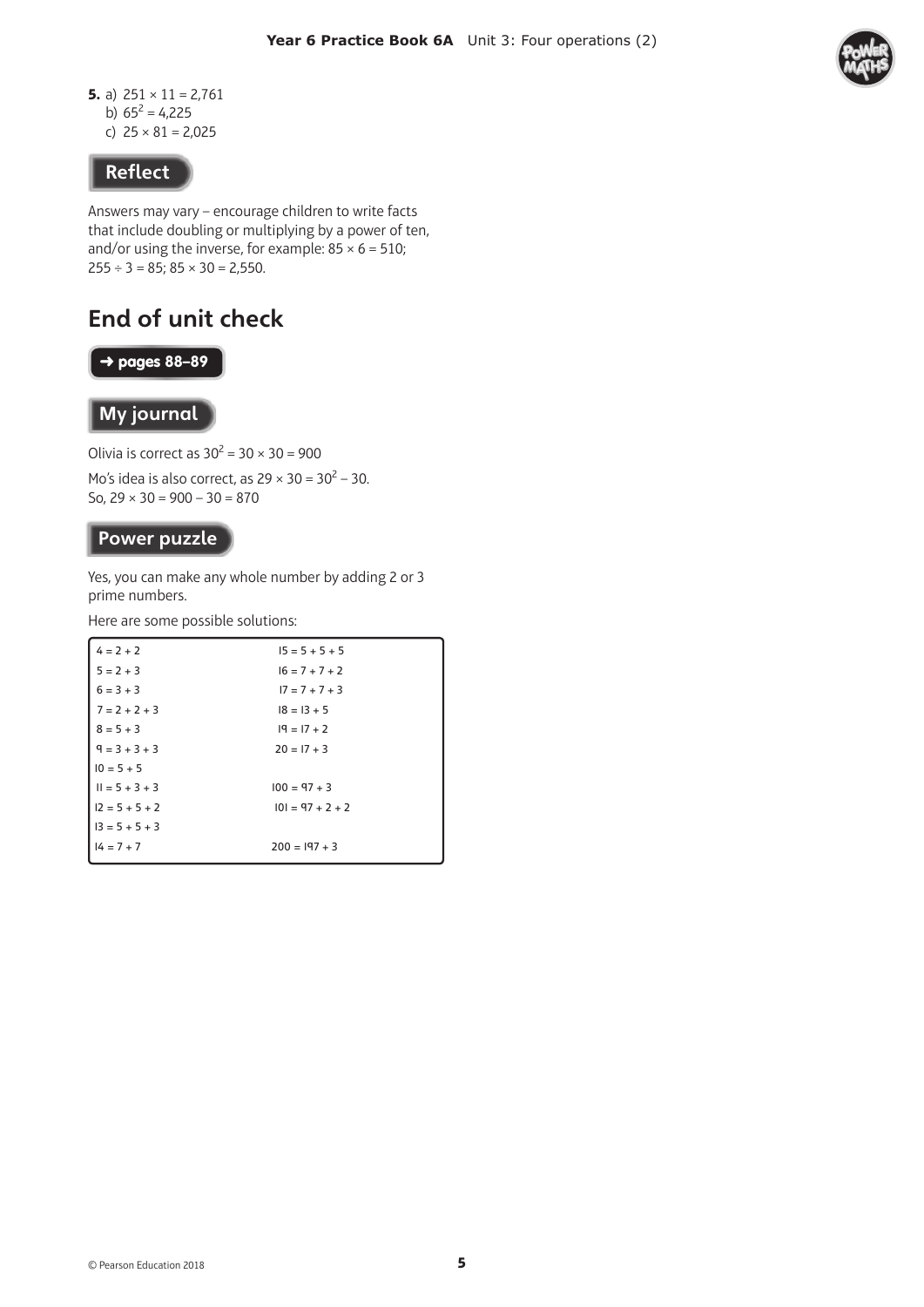5. a) $251 \times 11 = 2{,}761$
   b) $65^2 = 4{,}225$
   c) $25 \times 81 = 2{,}025$

### Reflect

Answers may vary – encourage children to write facts that include doubling or multiplying by a power of ten, and/or using the inverse, for example: $85 \times 6 = 510$; $255 \div 3 = 85$; $85 \times 30 = 2{,}550$.

## End of unit check

**➜ pages 88–89**

### My journal

Olivia is correct as $30^2 = 30 \times 30 = 900$

Mo's idea is also correct, as $29 \times 30 = 30^2 - 30$.
So, $29 \times 30 = 900 - 30 = 870$

### Power puzzle

Yes, you can make any whole number by adding 2 or 3 prime numbers.

Here are some possible solutions:

| | |
|---|---|
| $4 = 2 + 2$ | $15 = 5 + 5 + 5$ |
| $5 = 2 + 3$ | $16 = 7 + 7 + 2$ |
| $6 = 3 + 3$ | $17 = 7 + 7 + 3$ |
| $7 = 2 + 2 + 3$ | $18 = 13 + 5$ |
| $8 = 5 + 3$ | $19 = 17 + 2$ |
| $9 = 3 + 3 + 3$ | $20 = 17 + 3$ |
| $10 = 5 + 5$ | |
| $11 = 5 + 3 + 3$ | $100 = 97 + 3$ |
| $12 = 5 + 5 + 2$ | $101 = 97 + 2 + 2$ |
| $13 = 5 + 5 + 3$ | |
| $14 = 7 + 7$ | $200 = 197 + 3$ |